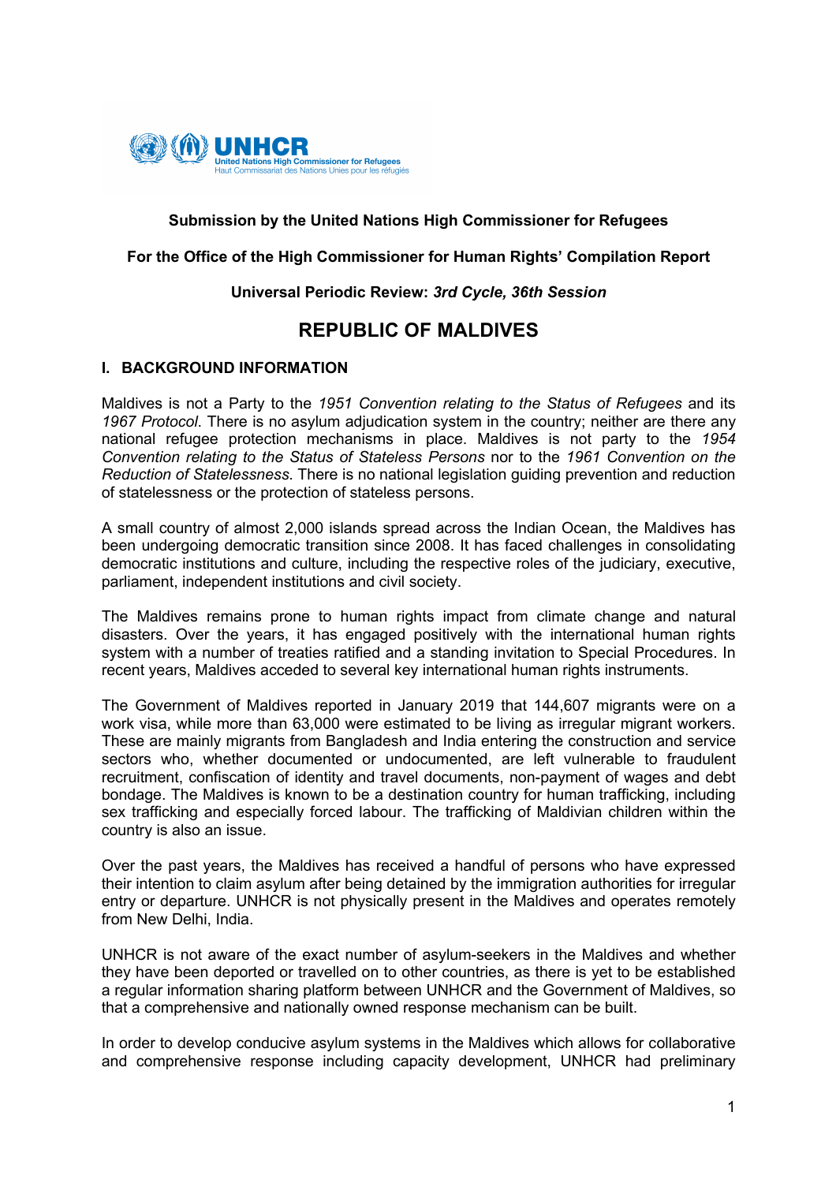**Submission by the United Nations High Commissioner for Refugees**

**For the Office of the High Commissioner for Human Rights' Compilation Report**

**Universal Periodic Review: *3rd Cycle, 36th Session***

# REPUBLIC OF MALDIVES

## I. BACKGROUND INFORMATION

Maldives is not a Party to the *1951 Convention relating to the Status of Refugees* and its *1967 Protocol*. There is no asylum adjudication system in the country; neither are there any national refugee protection mechanisms in place. Maldives is not party to the *1954 Convention relating to the Status of Stateless Persons* nor to the *1961 Convention on the Reduction of Statelessness*. There is no national legislation guiding prevention and reduction of statelessness or the protection of stateless persons.

A small country of almost 2,000 islands spread across the Indian Ocean, the Maldives has been undergoing democratic transition since 2008. It has faced challenges in consolidating democratic institutions and culture, including the respective roles of the judiciary, executive, parliament, independent institutions and civil society.

The Maldives remains prone to human rights impact from climate change and natural disasters. Over the years, it has engaged positively with the international human rights system with a number of treaties ratified and a standing invitation to Special Procedures. In recent years, Maldives acceded to several key international human rights instruments.

The Government of Maldives reported in January 2019 that 144,607 migrants were on a work visa, while more than 63,000 were estimated to be living as irregular migrant workers. These are mainly migrants from Bangladesh and India entering the construction and service sectors who, whether documented or undocumented, are left vulnerable to fraudulent recruitment, confiscation of identity and travel documents, non-payment of wages and debt bondage. The Maldives is known to be a destination country for human trafficking, including sex trafficking and especially forced labour. The trafficking of Maldivian children within the country is also an issue.

Over the past years, the Maldives has received a handful of persons who have expressed their intention to claim asylum after being detained by the immigration authorities for irregular entry or departure. UNHCR is not physically present in the Maldives and operates remotely from New Delhi, India.

UNHCR is not aware of the exact number of asylum-seekers in the Maldives and whether they have been deported or travelled on to other countries, as there is yet to be established a regular information sharing platform between UNHCR and the Government of Maldives, so that a comprehensive and nationally owned response mechanism can be built.

In order to develop conducive asylum systems in the Maldives which allows for collaborative and comprehensive response including capacity development, UNHCR had preliminary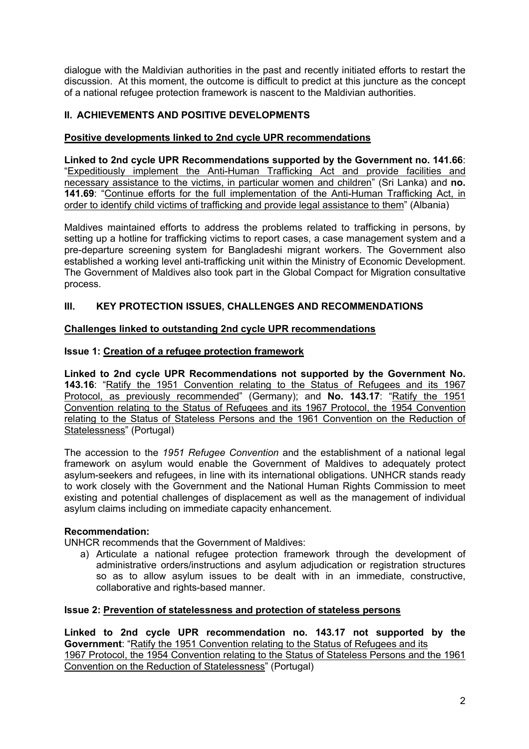dialogue with the Maldivian authorities in the past and recently initiated efforts to restart the discussion. At this moment, the outcome is difficult to predict at this juncture as the concept of a national refugee protection framework is nascent to the Maldivian authorities.

## II. ACHIEVEMENTS AND POSITIVE DEVELOPMENTS

### Positive developments linked to 2nd cycle UPR recommendations

**Linked to 2nd cycle UPR Recommendations supported by the Government no. 141.66**: "Expeditiously implement the Anti-Human Trafficking Act and provide facilities and necessary assistance to the victims, in particular women and children" (Sri Lanka) and **no. 141.69**: "Continue efforts for the full implementation of the Anti-Human Trafficking Act, in order to identify child victims of trafficking and provide legal assistance to them" (Albania)

Maldives maintained efforts to address the problems related to trafficking in persons, by setting up a hotline for trafficking victims to report cases, a case management system and a pre-departure screening system for Bangladeshi migrant workers. The Government also established a working level anti-trafficking unit within the Ministry of Economic Development. The Government of Maldives also took part in the Global Compact for Migration consultative process.

## III. KEY PROTECTION ISSUES, CHALLENGES AND RECOMMENDATIONS

### Challenges linked to outstanding 2nd cycle UPR recommendations

### Issue 1: Creation of a refugee protection framework

**Linked to 2nd cycle UPR Recommendations not supported by the Government No. 143.16**: "Ratify the 1951 Convention relating to the Status of Refugees and its 1967 Protocol, as previously recommended" (Germany); and **No. 143.17**: "Ratify the 1951 Convention relating to the Status of Refugees and its 1967 Protocol, the 1954 Convention relating to the Status of Stateless Persons and the 1961 Convention on the Reduction of Statelessness" (Portugal)

The accession to the *1951 Refugee Convention* and the establishment of a national legal framework on asylum would enable the Government of Maldives to adequately protect asylum-seekers and refugees, in line with its international obligations. UNHCR stands ready to work closely with the Government and the National Human Rights Commission to meet existing and potential challenges of displacement as well as the management of individual asylum claims including on immediate capacity enhancement.

**Recommendation:**

UNHCR recommends that the Government of Maldives:

a) Articulate a national refugee protection framework through the development of administrative orders/instructions and asylum adjudication or registration structures so as to allow asylum issues to be dealt with in an immediate, constructive, collaborative and rights-based manner.

### Issue 2: Prevention of statelessness and protection of stateless persons

**Linked to 2nd cycle UPR recommendation no. 143.17 not supported by the Government**: "Ratify the 1951 Convention relating to the Status of Refugees and its 1967 Protocol, the 1954 Convention relating to the Status of Stateless Persons and the 1961 Convention on the Reduction of Statelessness" (Portugal)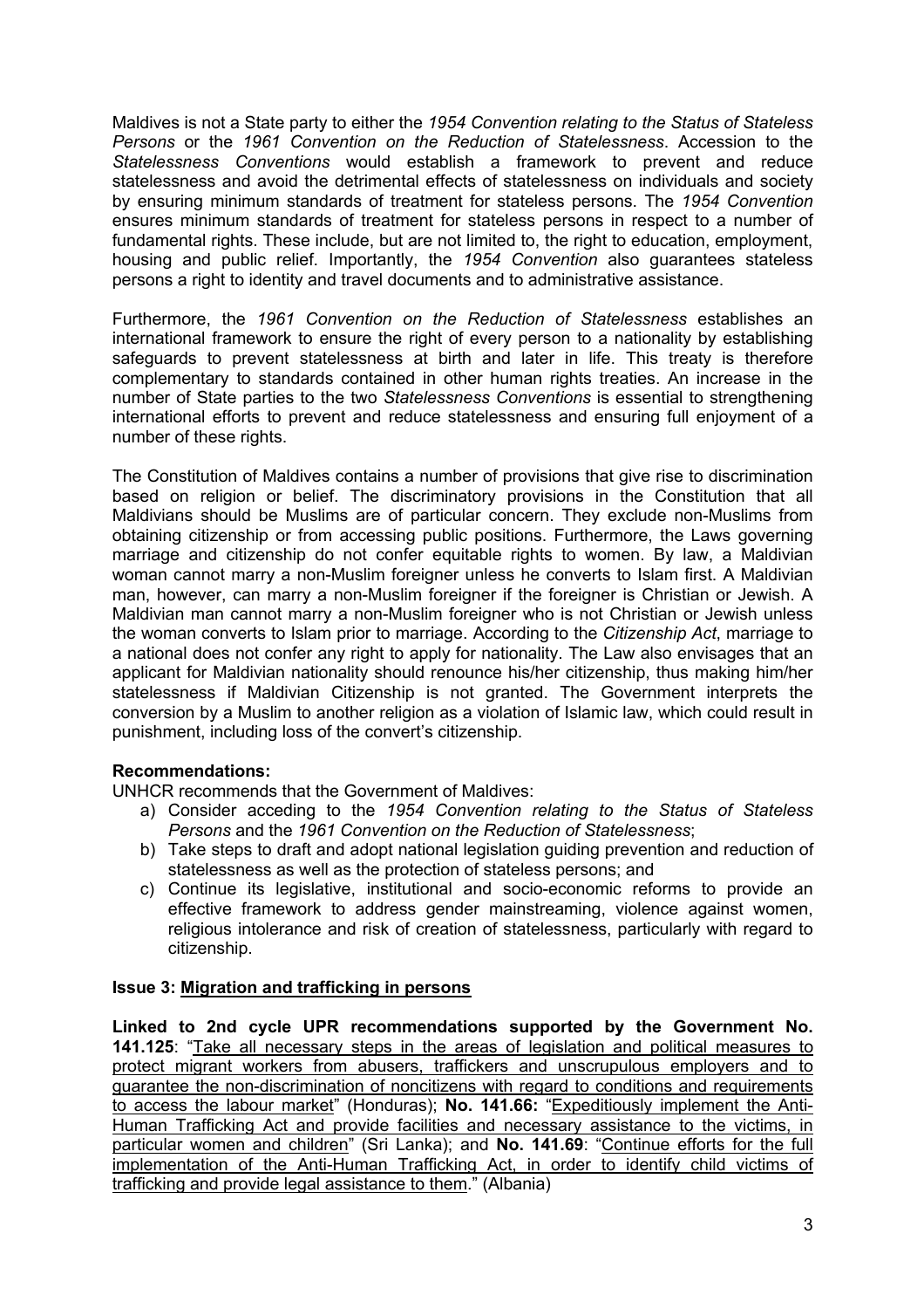Maldives is not a State party to either the *1954 Convention relating to the Status of Stateless Persons* or the *1961 Convention on the Reduction of Statelessness*. Accession to the *Statelessness Conventions* would establish a framework to prevent and reduce statelessness and avoid the detrimental effects of statelessness on individuals and society by ensuring minimum standards of treatment for stateless persons. The *1954 Convention* ensures minimum standards of treatment for stateless persons in respect to a number of fundamental rights. These include, but are not limited to, the right to education, employment, housing and public relief. Importantly, the *1954 Convention* also guarantees stateless persons a right to identity and travel documents and to administrative assistance.

Furthermore, the *1961 Convention on the Reduction of Statelessness* establishes an international framework to ensure the right of every person to a nationality by establishing safeguards to prevent statelessness at birth and later in life. This treaty is therefore complementary to standards contained in other human rights treaties. An increase in the number of State parties to the two *Statelessness Conventions* is essential to strengthening international efforts to prevent and reduce statelessness and ensuring full enjoyment of a number of these rights.

The Constitution of Maldives contains a number of provisions that give rise to discrimination based on religion or belief. The discriminatory provisions in the Constitution that all Maldivians should be Muslims are of particular concern. They exclude non-Muslims from obtaining citizenship or from accessing public positions. Furthermore, the Laws governing marriage and citizenship do not confer equitable rights to women. By law, a Maldivian woman cannot marry a non-Muslim foreigner unless he converts to Islam first. A Maldivian man, however, can marry a non-Muslim foreigner if the foreigner is Christian or Jewish. A Maldivian man cannot marry a non-Muslim foreigner who is not Christian or Jewish unless the woman converts to Islam prior to marriage. According to the *Citizenship Act*, marriage to a national does not confer any right to apply for nationality. The Law also envisages that an applicant for Maldivian nationality should renounce his/her citizenship, thus making him/her statelessness if Maldivian Citizenship is not granted. The Government interprets the conversion by a Muslim to another religion as a violation of Islamic law, which could result in punishment, including loss of the convert's citizenship.

**Recommendations:**

UNHCR recommends that the Government of Maldives:

a) Consider acceding to the *1954 Convention relating to the Status of Stateless Persons* and the *1961 Convention on the Reduction of Statelessness*;
b) Take steps to draft and adopt national legislation guiding prevention and reduction of statelessness as well as the protection of stateless persons; and
c) Continue its legislative, institutional and socio-economic reforms to provide an effective framework to address gender mainstreaming, violence against women, religious intolerance and risk of creation of statelessness, particularly with regard to citizenship.

**Issue 3: <u>Migration and trafficking in persons</u>**

**Linked to 2nd cycle UPR recommendations supported by the Government No. 141.125**: "<u>Take all necessary steps in the areas of legislation and political measures to protect migrant workers from abusers, traffickers and unscrupulous employers and to guarantee the non-discrimination of noncitizens with regard to conditions and requirements to access the labour market</u>" (Honduras); **No. 141.66:** "<u>Expeditiously implement the Anti-Human Trafficking Act and provide facilities and necessary assistance to the victims, in particular women and children</u>" (Sri Lanka); and **No. 141.69**: "<u>Continue efforts for the full implementation of the Anti-Human Trafficking Act, in order to identify child victims of trafficking and provide legal assistance to them</u>." (Albania)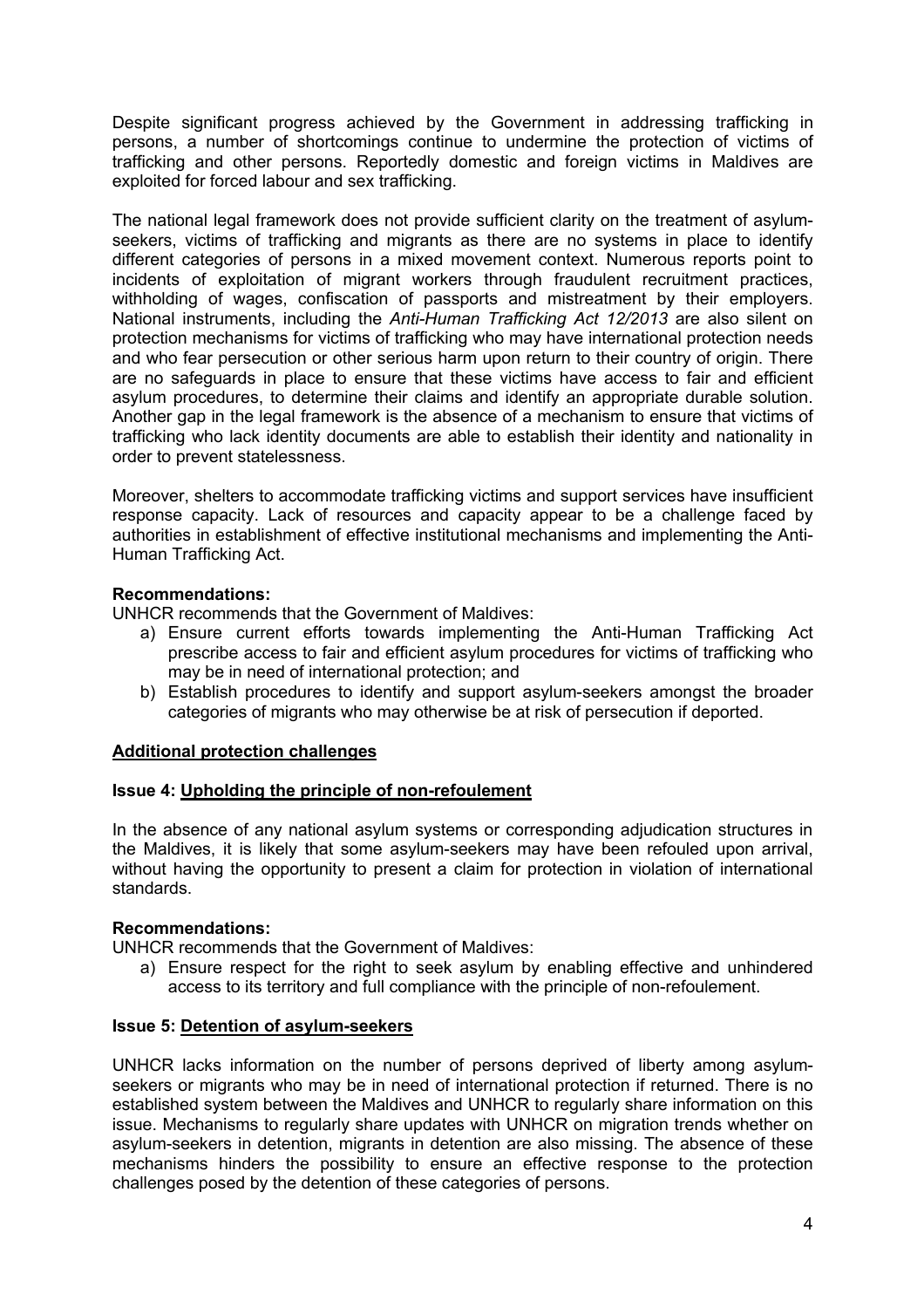Despite significant progress achieved by the Government in addressing trafficking in persons, a number of shortcomings continue to undermine the protection of victims of trafficking and other persons. Reportedly domestic and foreign victims in Maldives are exploited for forced labour and sex trafficking.

The national legal framework does not provide sufficient clarity on the treatment of asylum-seekers, victims of trafficking and migrants as there are no systems in place to identify different categories of persons in a mixed movement context. Numerous reports point to incidents of exploitation of migrant workers through fraudulent recruitment practices, withholding of wages, confiscation of passports and mistreatment by their employers. National instruments, including the *Anti-Human Trafficking Act 12/2013* are also silent on protection mechanisms for victims of trafficking who may have international protection needs and who fear persecution or other serious harm upon return to their country of origin. There are no safeguards in place to ensure that these victims have access to fair and efficient asylum procedures, to determine their claims and identify an appropriate durable solution. Another gap in the legal framework is the absence of a mechanism to ensure that victims of trafficking who lack identity documents are able to establish their identity and nationality in order to prevent statelessness.

Moreover, shelters to accommodate trafficking victims and support services have insufficient response capacity. Lack of resources and capacity appear to be a challenge faced by authorities in establishment of effective institutional mechanisms and implementing the Anti-Human Trafficking Act.

**Recommendations:**

UNHCR recommends that the Government of Maldives:

a) Ensure current efforts towards implementing the Anti-Human Trafficking Act prescribe access to fair and efficient asylum procedures for victims of trafficking who may be in need of international protection; and
b) Establish procedures to identify and support asylum-seekers amongst the broader categories of migrants who may otherwise be at risk of persecution if deported.

## Additional protection challenges

### Issue 4: Upholding the principle of non-refoulement

In the absence of any national asylum systems or corresponding adjudication structures in the Maldives, it is likely that some asylum-seekers may have been refouled upon arrival, without having the opportunity to present a claim for protection in violation of international standards.

**Recommendations:**

UNHCR recommends that the Government of Maldives:

a) Ensure respect for the right to seek asylum by enabling effective and unhindered access to its territory and full compliance with the principle of non-refoulement.

### Issue 5: Detention of asylum-seekers

UNHCR lacks information on the number of persons deprived of liberty among asylum-seekers or migrants who may be in need of international protection if returned. There is no established system between the Maldives and UNHCR to regularly share information on this issue. Mechanisms to regularly share updates with UNHCR on migration trends whether on asylum-seekers in detention, migrants in detention are also missing. The absence of these mechanisms hinders the possibility to ensure an effective response to the protection challenges posed by the detention of these categories of persons.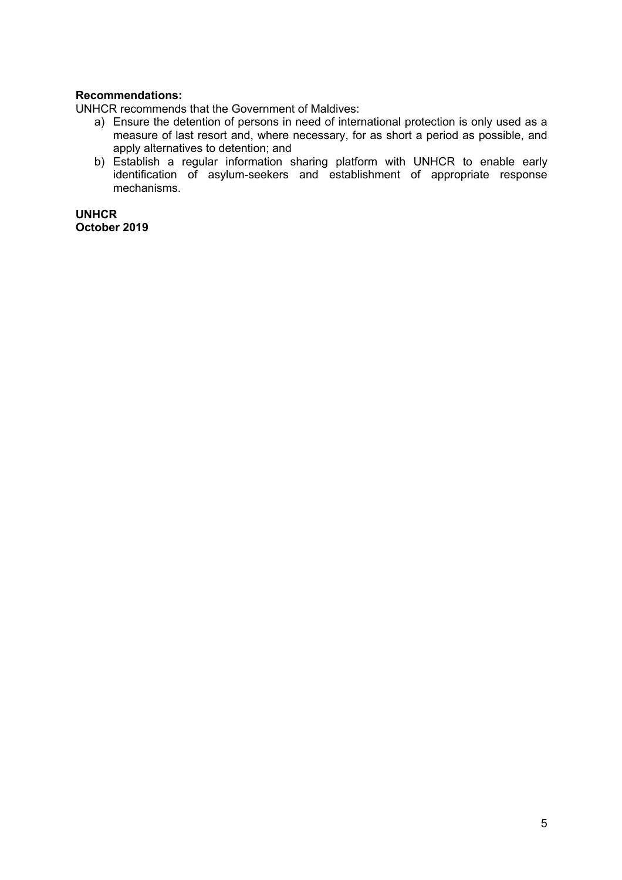**Recommendations:**

UNHCR recommends that the Government of Maldives:

a) Ensure the detention of persons in need of international protection is only used as a measure of last resort and, where necessary, for as short a period as possible, and apply alternatives to detention; and
b) Establish a regular information sharing platform with UNHCR to enable early identification of asylum-seekers and establishment of appropriate response mechanisms.

**UNHCR**
**October 2019**